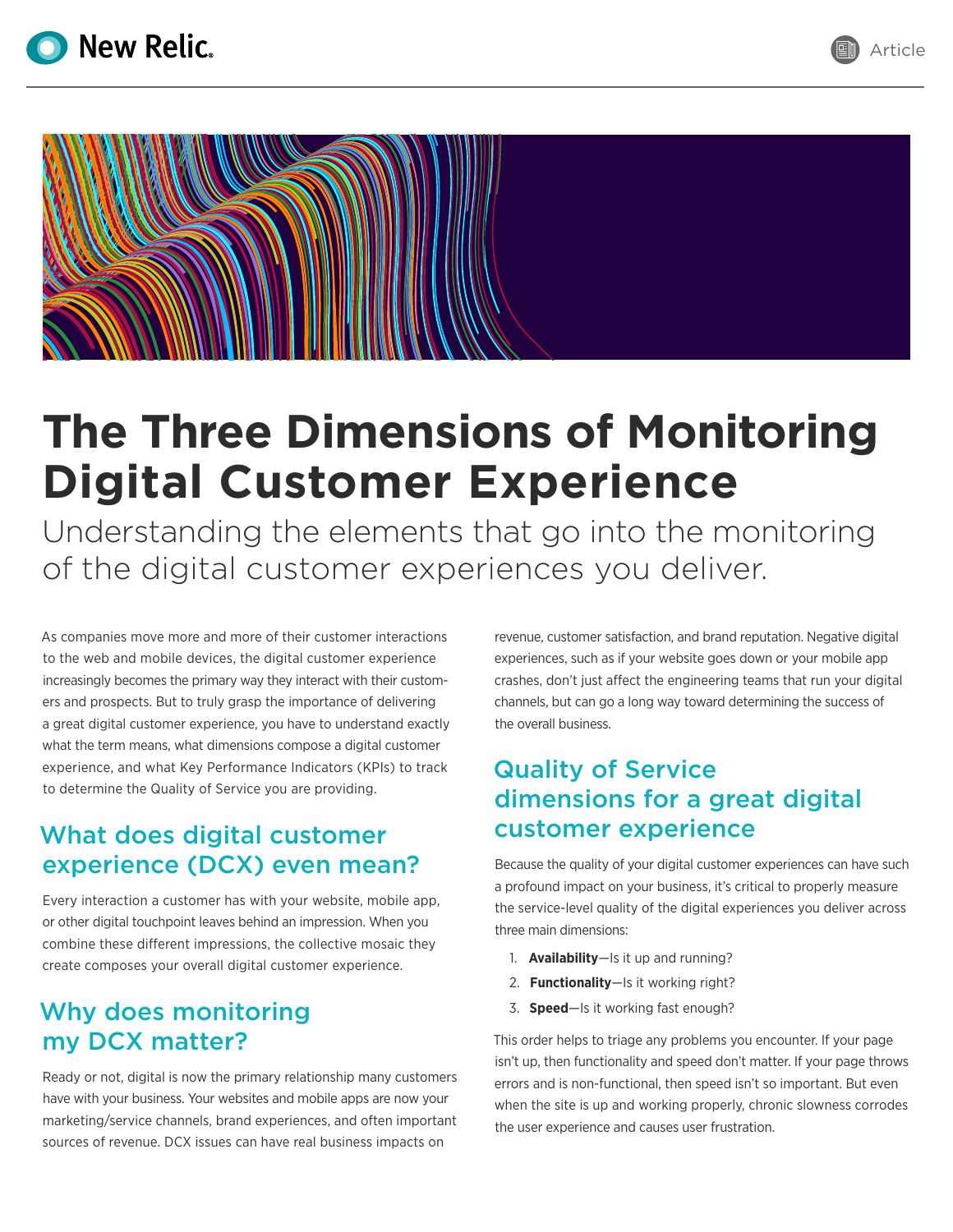# The Three Dimensions of Monitoring Digital Customer Experience

Understanding the elements that go into the monitoring of the digital customer experiences you deliver.

As companies move more and more of their customer interactions to the web and mobile devices, the digital customer experience increasingly becomes the primary way they interact with their customers and prospects. But to truly grasp the importance of delivering a great digital customer experience, you have to understand exactly what the term means, what dimensions compose a digital customer experience, and what Key Performance Indicators (KPIs) to track to determine the Quality of Service you are providing.

## What does digital customer experience (DCX) even mean?

Every interaction a customer has with your website, mobile app, or other digital touchpoint leaves behind an impression. When you combine these different impressions, the collective mosaic they create composes your overall digital customer experience.

## Why does monitoring my DCX matter?

Ready or not, digital is now the primary relationship many customers have with your business. Your websites and mobile apps are now your marketing/service channels, brand experiences, and often important sources of revenue. DCX issues can have real business impacts on revenue, customer satisfaction, and brand reputation. Negative digital experiences, such as if your website goes down or your mobile app crashes, don't just affect the engineering teams that run your digital channels, but can go a long way toward determining the success of the overall business.

## Quality of Service dimensions for a great digital customer experience

Because the quality of your digital customer experiences can have such a profound impact on your business, it's critical to properly measure the service-level quality of the digital experiences you deliver across three main dimensions:

1. **Availability**—Is it up and running?
2. **Functionality**—Is it working right?
3. **Speed**—Is it working fast enough?

This order helps to triage any problems you encounter. If your page isn't up, then functionality and speed don't matter. If your page throws errors and is non-functional, then speed isn't so important. But even when the site is up and working properly, chronic slowness corrodes the user experience and causes user frustration.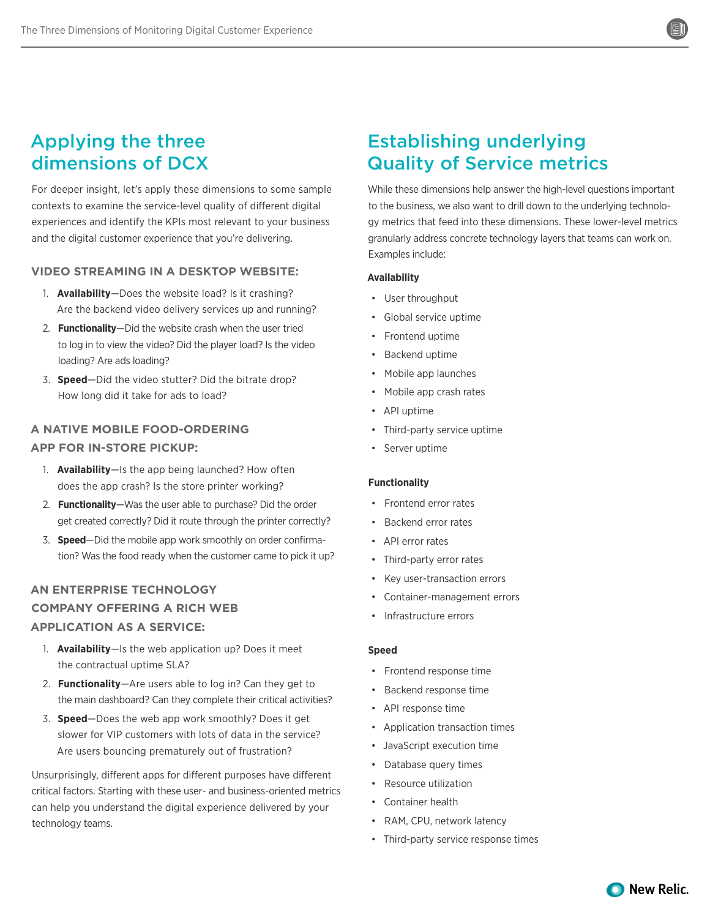## Applying the three dimensions of DCX

For deeper insight, let's apply these dimensions to some sample contexts to examine the service-level quality of different digital experiences and identify the KPIs most relevant to your business and the digital customer experience that you're delivering.

### VIDEO STREAMING IN A DESKTOP WEBSITE:

1. **Availability**—Does the website load? Is it crashing? Are the backend video delivery services up and running?
2. **Functionality**—Did the website crash when the user tried to log in to view the video? Did the player load? Is the video loading? Are ads loading?
3. **Speed**—Did the video stutter? Did the bitrate drop? How long did it take for ads to load?

### A NATIVE MOBILE FOOD-ORDERING APP FOR IN-STORE PICKUP:

1. **Availability**—Is the app being launched? How often does the app crash? Is the store printer working?
2. **Functionality**—Was the user able to purchase? Did the order get created correctly? Did it route through the printer correctly?
3. **Speed**—Did the mobile app work smoothly on order confirmation? Was the food ready when the customer came to pick it up?

### AN ENTERPRISE TECHNOLOGY COMPANY OFFERING A RICH WEB APPLICATION AS A SERVICE:

1. **Availability**—Is the web application up? Does it meet the contractual uptime SLA?
2. **Functionality**—Are users able to log in? Can they get to the main dashboard? Can they complete their critical activities?
3. **Speed**—Does the web app work smoothly? Does it get slower for VIP customers with lots of data in the service? Are users bouncing prematurely out of frustration?

Unsurprisingly, different apps for different purposes have different critical factors. Starting with these user- and business-oriented metrics can help you understand the digital experience delivered by your technology teams.

## Establishing underlying Quality of Service metrics

While these dimensions help answer the high-level questions important to the business, we also want to drill down to the underlying technology metrics that feed into these dimensions. These lower-level metrics granularly address concrete technology layers that teams can work on. Examples include:

**Availability**

- User throughput
- Global service uptime
- Frontend uptime
- Backend uptime
- Mobile app launches
- Mobile app crash rates
- API uptime
- Third-party service uptime
- Server uptime

**Functionality**

- Frontend error rates
- Backend error rates
- API error rates
- Third-party error rates
- Key user-transaction errors
- Container-management errors
- Infrastructure errors

**Speed**

- Frontend response time
- Backend response time
- API response time
- Application transaction times
- JavaScript execution time
- Database query times
- Resource utilization
- Container health
- RAM, CPU, network latency
- Third-party service response times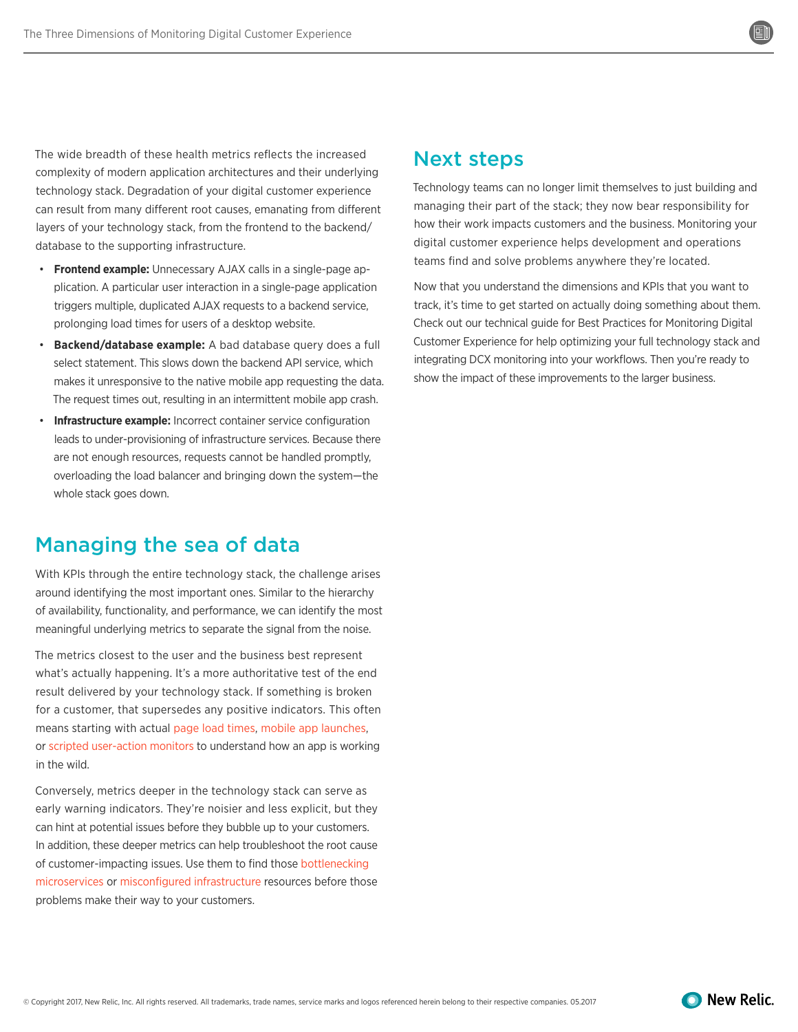The wide breadth of these health metrics reflects the increased complexity of modern application architectures and their underlying technology stack. Degradation of your digital customer experience can result from many different root causes, emanating from different layers of your technology stack, from the frontend to the backend/database to the supporting infrastructure.

- **Frontend example:** Unnecessary AJAX calls in a single-page application. A particular user interaction in a single-page application triggers multiple, duplicated AJAX requests to a backend service, prolonging load times for users of a desktop website.
- **Backend/database example:** A bad database query does a full select statement. This slows down the backend API service, which makes it unresponsive to the native mobile app requesting the data. The request times out, resulting in an intermittent mobile app crash.
- **Infrastructure example:** Incorrect container service configuration leads to under-provisioning of infrastructure services. Because there are not enough resources, requests cannot be handled promptly, overloading the load balancer and bringing down the system—the whole stack goes down.

## Managing the sea of data

With KPIs through the entire technology stack, the challenge arises around identifying the most important ones. Similar to the hierarchy of availability, functionality, and performance, we can identify the most meaningful underlying metrics to separate the signal from the noise.

The metrics closest to the user and the business best represent what's actually happening. It's a more authoritative test of the end result delivered by your technology stack. If something is broken for a customer, that supersedes any positive indicators. This often means starting with actual page load times, mobile app launches, or scripted user-action monitors to understand how an app is working in the wild.

Conversely, metrics deeper in the technology stack can serve as early warning indicators. They're noisier and less explicit, but they can hint at potential issues before they bubble up to your customers. In addition, these deeper metrics can help troubleshoot the root cause of customer-impacting issues. Use them to find those bottlenecking microservices or misconfigured infrastructure resources before those problems make their way to your customers.

## Next steps

Technology teams can no longer limit themselves to just building and managing their part of the stack; they now bear responsibility for how their work impacts customers and the business. Monitoring your digital customer experience helps development and operations teams find and solve problems anywhere they're located.

Now that you understand the dimensions and KPIs that you want to track, it's time to get started on actually doing something about them. Check out our technical guide for Best Practices for Monitoring Digital Customer Experience for help optimizing your full technology stack and integrating DCX monitoring into your workflows. Then you're ready to show the impact of these improvements to the larger business.

© Copyright 2017, New Relic, Inc. All rights reserved. All trademarks, trade names, service marks and logos referenced herein belong to their respective companies. 05.2017